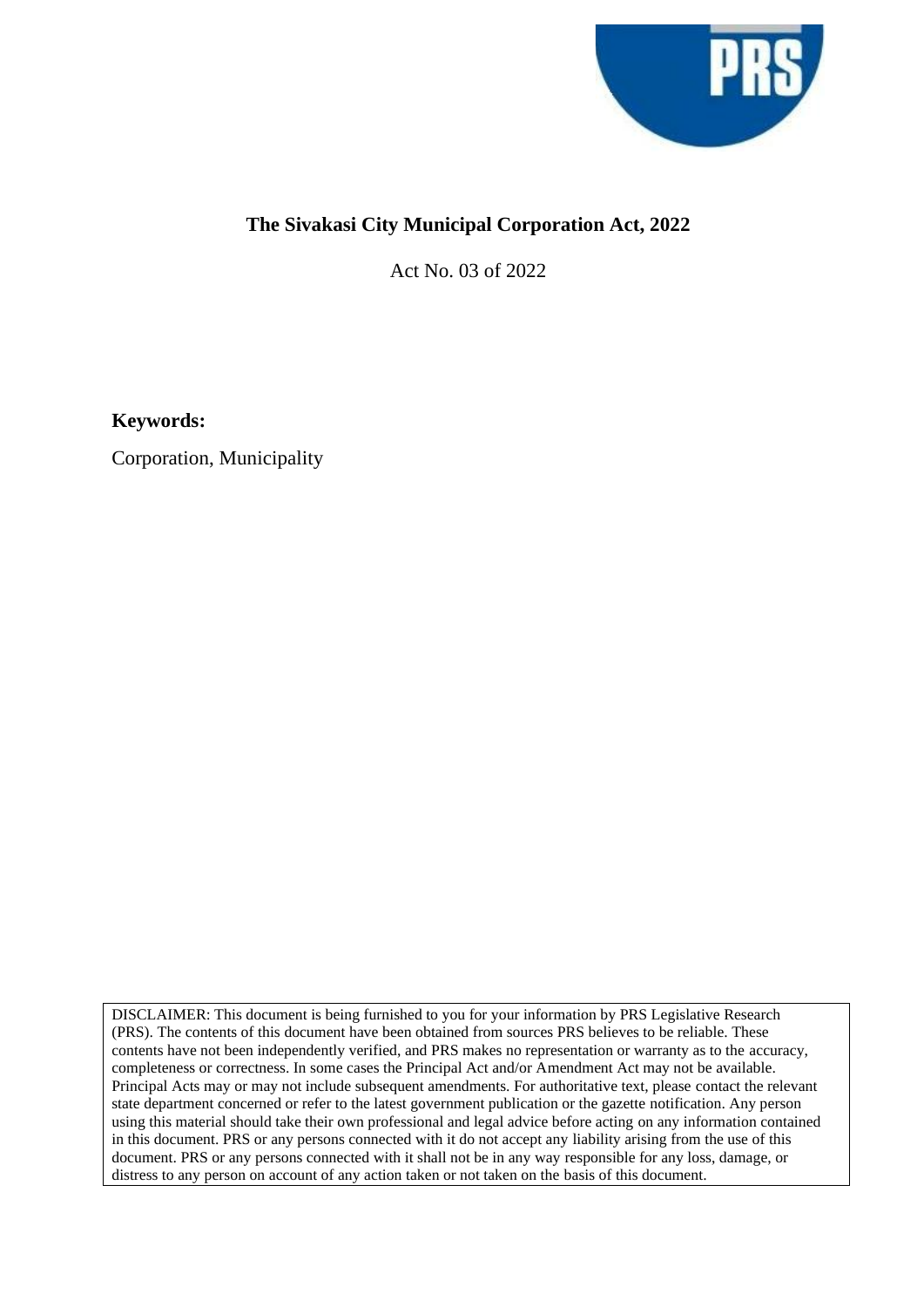# The Sivakasi City Municipal Corporation Act, 2022

Act No. 03 of 2022

**Keywords:**

Corporation, Municipality

DISCLAIMER: This document is being furnished to you for your information by PRS Legislative Research (PRS). The contents of this document have been obtained from sources PRS believes to be reliable. These contents have not been independently verified, and PRS makes no representation or warranty as to the accuracy, completeness or correctness. In some cases the Principal Act and/or Amendment Act may not be available. Principal Acts may or may not include subsequent amendments. For authoritative text, please contact the relevant state department concerned or refer to the latest government publication or the gazette notification. Any person using this material should take their own professional and legal advice before acting on any information contained in this document. PRS or any persons connected with it do not accept any liability arising from the use of this document. PRS or any persons connected with it shall not be in any way responsible for any loss, damage, or distress to any person on account of any action taken or not taken on the basis of this document.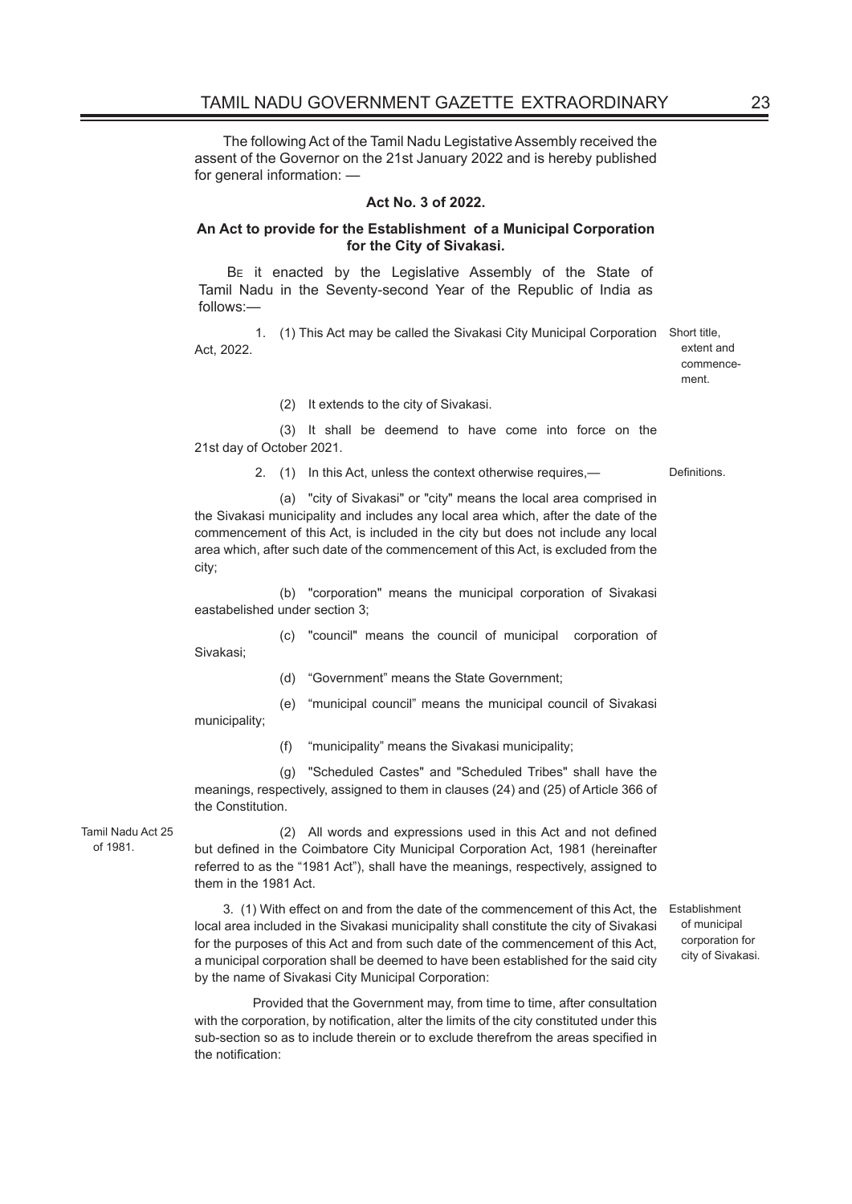The following Act of the Tamil Nadu Legislative Assembly received the assent of the Governor on the 21st January 2022 and is hereby published for general information: —

**Act No. 3 of 2022.**

**An Act to provide for the Establishment of a Municipal Corporation for the City of Sivakasi.**

Be it enacted by the Legislative Assembly of the State of Tamil Nadu in the Seventy-second Year of the Republic of India as follows:—

Short title, extent and commencement.

1. (1) This Act may be called the Sivakasi City Municipal Corporation Act, 2022.

(2) It extends to the city of Sivakasi.

(3) It shall be deemend to have come into force on the 21st day of October 2021.

Definitions.

2. (1) In this Act, unless the context otherwise requires,—

(a) "city of Sivakasi" or "city" means the local area comprised in the Sivakasi municipality and includes any local area which, after the date of the commencement of this Act, is included in the city but does not include any local area which, after such date of the commencement of this Act, is excluded from the city;

(b) "corporation" means the municipal corporation of Sivakasi eastabelished under section 3;

(c) "council" means the council of municipal corporation of Sivakasi;

(d) "Government" means the State Government;

(e) "municipal council" means the municipal council of Sivakasi municipality;

(f) "municipality" means the Sivakasi municipality;

(g) "Scheduled Castes" and "Scheduled Tribes" shall have the meanings, respectively, assigned to them in clauses (24) and (25) of Article 366 of the Constitution.

Tamil Nadu Act 25 of 1981.

(2) All words and expressions used in this Act and not defined but defined in the Coimbatore City Municipal Corporation Act, 1981 (hereinafter referred to as the "1981 Act"), shall have the meanings, respectively, assigned to them in the 1981 Act.

Establishment of municipal corporation for city of Sivakasi.

3. (1) With effect on and from the date of the commencement of this Act, the local area included in the Sivakasi municipality shall constitute the city of Sivakasi for the purposes of this Act and from such date of the commencement of this Act, a municipal corporation shall be deemed to have been established for the said city by the name of Sivakasi City Municipal Corporation:

Provided that the Government may, from time to time, after consultation with the corporation, by notification, alter the limits of the city constituted under this sub-section so as to include therein or to exclude therefrom the areas specified in the notification: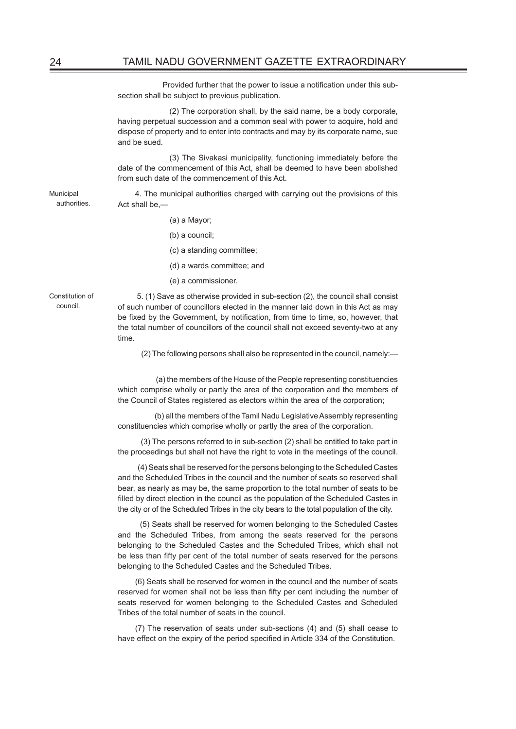Provided further that the power to issue a notification under this sub-section shall be subject to previous publication.

(2) The corporation shall, by the said name, be a body corporate, having perpetual succession and a common seal with power to acquire, hold and dispose of property and to enter into contracts and may by its corporate name, sue and be sued.

(3) The Sivakasi municipality, functioning immediately before the date of the commencement of this Act, shall be deemed to have been abolished from such date of the commencement of this Act.

Municipal authorities.

4. The municipal authorities charged with carrying out the provisions of this Act shall be,—

(a) a Mayor;

(b) a council;

(c) a standing committee;

(d) a wards committee; and

(e) a commissioner.

Constitution of council.

5. (1) Save as otherwise provided in sub-section (2), the council shall consist of such number of councillors elected in the manner laid down in this Act as may be fixed by the Government, by notification, from time to time, so, however, that the total number of councillors of the council shall not exceed seventy-two at any time.

(2) The following persons shall also be represented in the council, namely:—

(a) the members of the House of the People representing constituencies which comprise wholly or partly the area of the corporation and the members of the Council of States registered as electors within the area of the corporation;

(b) all the members of the Tamil Nadu Legislative Assembly representing constituencies which comprise wholly or partly the area of the corporation.

(3) The persons referred to in sub-section (2) shall be entitled to take part in the proceedings but shall not have the right to vote in the meetings of the council.

(4) Seats shall be reserved for the persons belonging to the Scheduled Castes and the Scheduled Tribes in the council and the number of seats so reserved shall bear, as nearly as may be, the same proportion to the total number of seats to be filled by direct election in the council as the population of the Scheduled Castes in the city or of the Scheduled Tribes in the city bears to the total population of the city.

(5) Seats shall be reserved for women belonging to the Scheduled Castes and the Scheduled Tribes, from among the seats reserved for the persons belonging to the Scheduled Castes and the Scheduled Tribes, which shall not be less than fifty per cent of the total number of seats reserved for the persons belonging to the Scheduled Castes and the Scheduled Tribes.

(6) Seats shall be reserved for women in the council and the number of seats reserved for women shall not be less than fifty per cent including the number of seats reserved for women belonging to the Scheduled Castes and Scheduled Tribes of the total number of seats in the council.

(7) The reservation of seats under sub-sections (4) and (5) shall cease to have effect on the expiry of the period specified in Article 334 of the Constitution.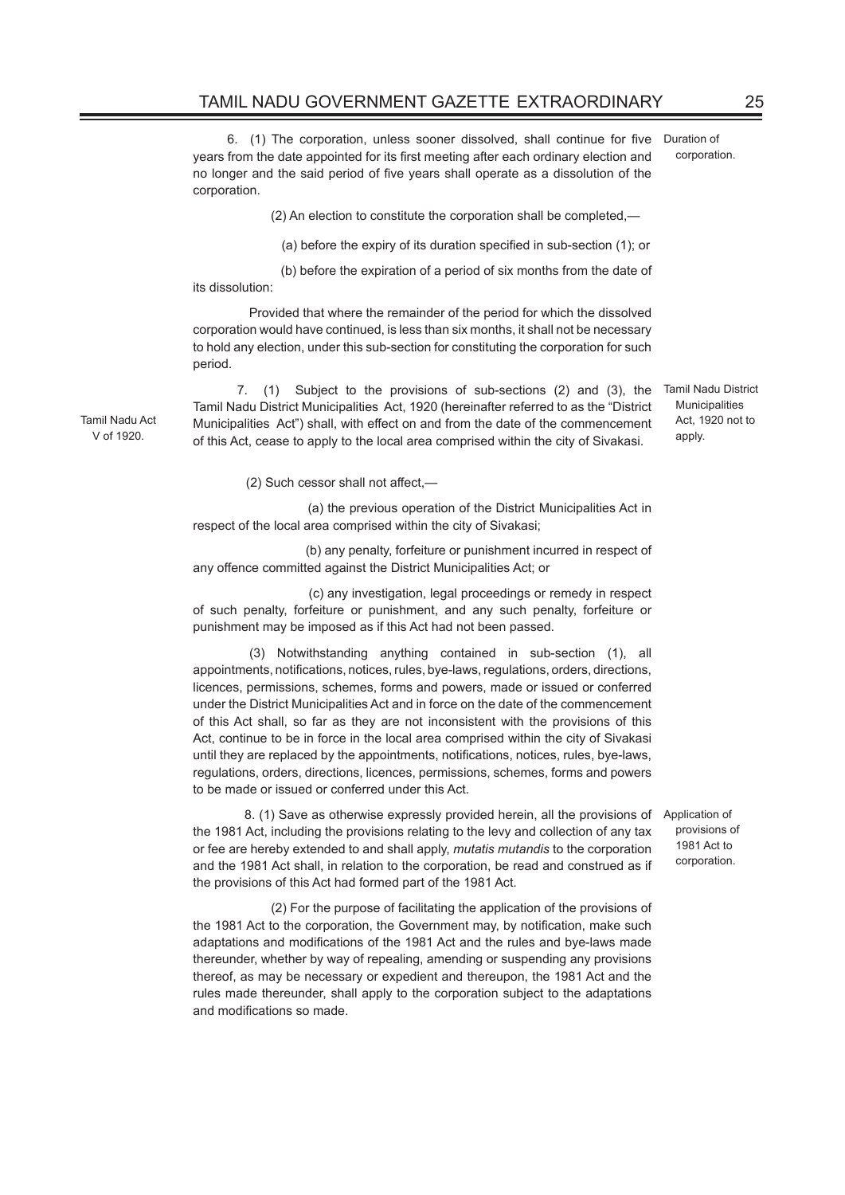6. (1) The corporation, unless sooner dissolved, shall continue for five years from the date appointed for its first meeting after each ordinary election and no longer and the said period of five years shall operate as a dissolution of the corporation.

Duration of corporation.

(2) An election to constitute the corporation shall be completed,—

(a) before the expiry of its duration specified in sub-section (1); or

(b) before the expiration of a period of six months from the date of its dissolution:

Provided that where the remainder of the period for which the dissolved corporation would have continued, is less than six months, it shall not be necessary to hold any election, under this sub-section for constituting the corporation for such period.

7. (1) Subject to the provisions of sub-sections (2) and (3), the Tamil Nadu District Municipalities Act, 1920 (hereinafter referred to as the "District Municipalities Act") shall, with effect on and from the date of the commencement of this Act, cease to apply to the local area comprised within the city of Sivakasi.

Tamil Nadu District Municipalities Act, 1920 not to apply.

Tamil Nadu Act V of 1920.

(2) Such cessor shall not affect,—

(a) the previous operation of the District Municipalities Act in respect of the local area comprised within the city of Sivakasi;

(b) any penalty, forfeiture or punishment incurred in respect of any offence committed against the District Municipalities Act; or

(c) any investigation, legal proceedings or remedy in respect of such penalty, forfeiture or punishment, and any such penalty, forfeiture or punishment may be imposed as if this Act had not been passed.

(3) Notwithstanding anything contained in sub-section (1), all appointments, notifications, notices, rules, bye-laws, regulations, orders, directions, licences, permissions, schemes, forms and powers, made or issued or conferred under the District Municipalities Act and in force on the date of the commencement of this Act shall, so far as they are not inconsistent with the provisions of this Act, continue to be in force in the local area comprised within the city of Sivakasi until they are replaced by the appointments, notifications, notices, rules, bye-laws, regulations, orders, directions, licences, permissions, schemes, forms and powers to be made or issued or conferred under this Act.

8. (1) Save as otherwise expressly provided herein, all the provisions of the 1981 Act, including the provisions relating to the levy and collection of any tax or fee are hereby extended to and shall apply, *mutatis mutandis* to the corporation and the 1981 Act shall, in relation to the corporation, be read and construed as if the provisions of this Act had formed part of the 1981 Act.

Application of provisions of 1981 Act to corporation.

(2) For the purpose of facilitating the application of the provisions of the 1981 Act to the corporation, the Government may, by notification, make such adaptations and modifications of the 1981 Act and the rules and bye-laws made thereunder, whether by way of repealing, amending or suspending any provisions thereof, as may be necessary or expedient and thereupon, the 1981 Act and the rules made thereunder, shall apply to the corporation subject to the adaptations and modifications so made.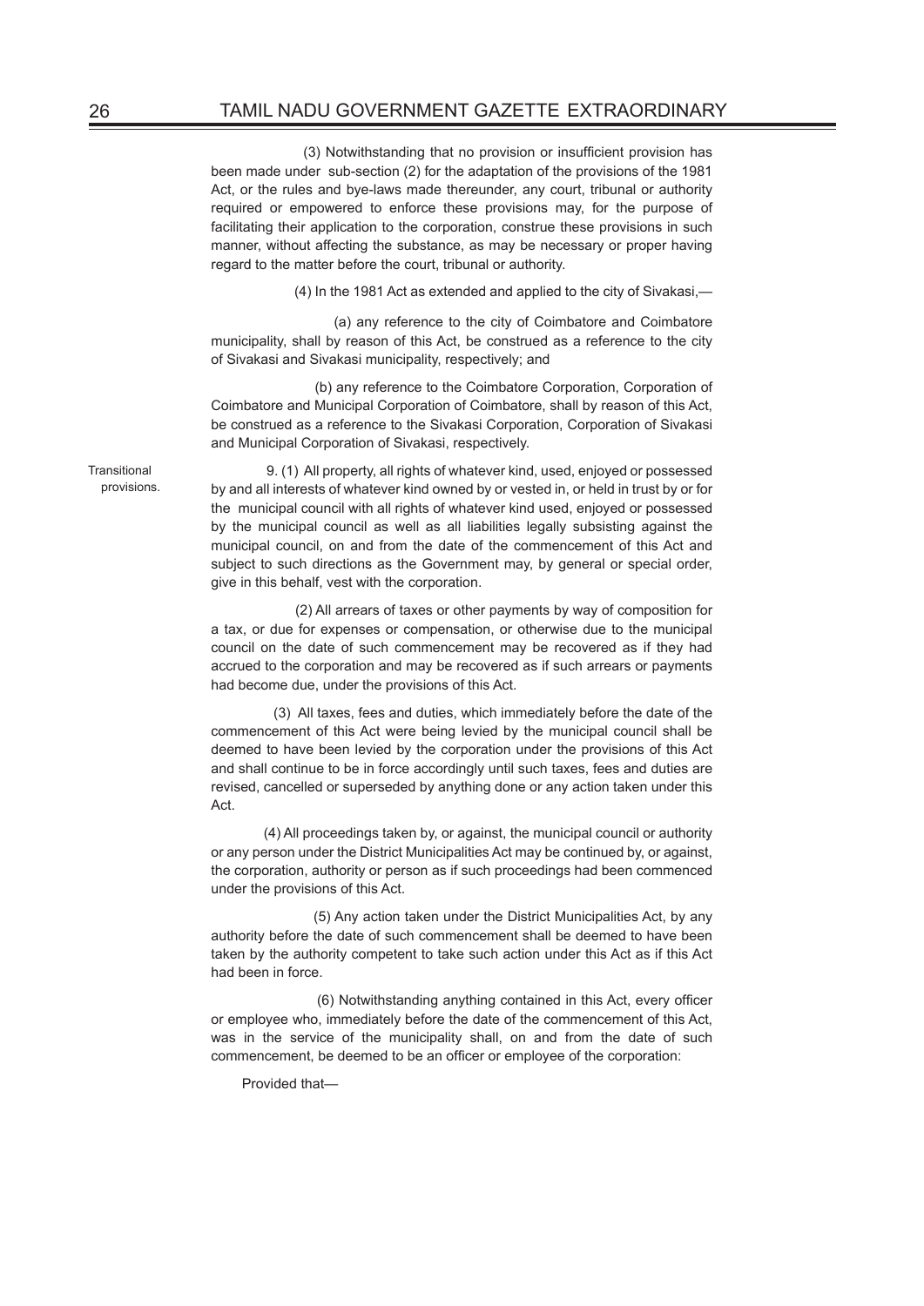(3) Notwithstanding that no provision or insufficient provision has been made under sub-section (2) for the adaptation of the provisions of the 1981 Act, or the rules and bye-laws made thereunder, any court, tribunal or authority required or empowered to enforce these provisions may, for the purpose of facilitating their application to the corporation, construe these provisions in such manner, without affecting the substance, as may be necessary or proper having regard to the matter before the court, tribunal or authority.

(4) In the 1981 Act as extended and applied to the city of Sivakasi,—

(a) any reference to the city of Coimbatore and Coimbatore municipality, shall by reason of this Act, be construed as a reference to the city of Sivakasi and Sivakasi municipality, respectively; and

(b) any reference to the Coimbatore Corporation, Corporation of Coimbatore and Municipal Corporation of Coimbatore, shall by reason of this Act, be construed as a reference to the Sivakasi Corporation, Corporation of Sivakasi and Municipal Corporation of Sivakasi, respectively.

Transitional provisions.

9. (1) All property, all rights of whatever kind, used, enjoyed or possessed by and all interests of whatever kind owned by or vested in, or held in trust by or for the municipal council with all rights of whatever kind used, enjoyed or possessed by the municipal council as well as all liabilities legally subsisting against the municipal council, on and from the date of the commencement of this Act and subject to such directions as the Government may, by general or special order, give in this behalf, vest with the corporation.

(2) All arrears of taxes or other payments by way of composition for a tax, or due for expenses or compensation, or otherwise due to the municipal council on the date of such commencement may be recovered as if they had accrued to the corporation and may be recovered as if such arrears or payments had become due, under the provisions of this Act.

(3) All taxes, fees and duties, which immediately before the date of the commencement of this Act were being levied by the municipal council shall be deemed to have been levied by the corporation under the provisions of this Act and shall continue to be in force accordingly until such taxes, fees and duties are revised, cancelled or superseded by anything done or any action taken under this Act.

(4) All proceedings taken by, or against, the municipal council or authority or any person under the District Municipalities Act may be continued by, or against, the corporation, authority or person as if such proceedings had been commenced under the provisions of this Act.

(5) Any action taken under the District Municipalities Act, by any authority before the date of such commencement shall be deemed to have been taken by the authority competent to take such action under this Act as if this Act had been in force.

(6) Notwithstanding anything contained in this Act, every officer or employee who, immediately before the date of the commencement of this Act, was in the service of the municipality shall, on and from the date of such commencement, be deemed to be an officer or employee of the corporation:

Provided that—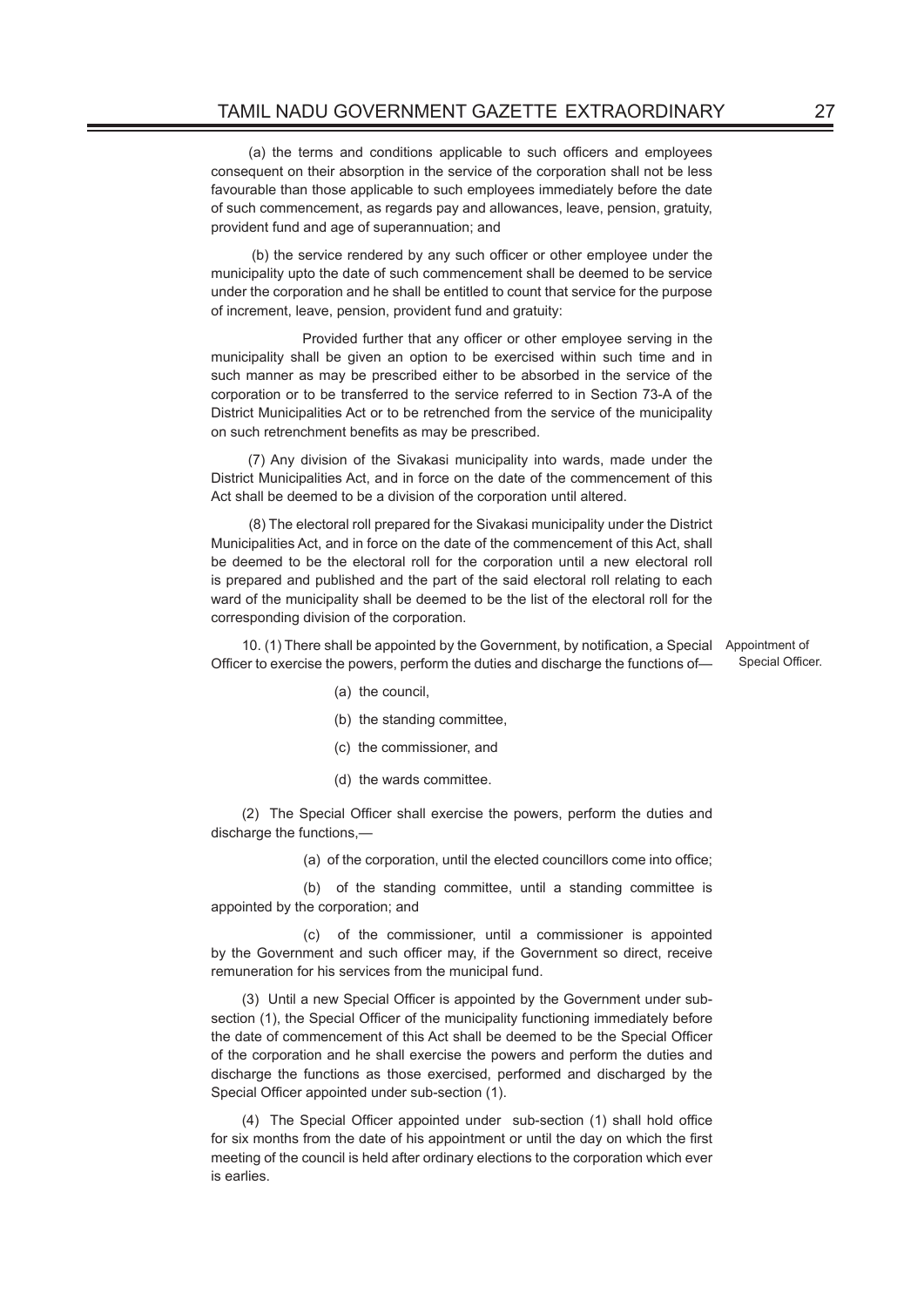(a) the terms and conditions applicable to such officers and employees consequent on their absorption in the service of the corporation shall not be less favourable than those applicable to such employees immediately before the date of such commencement, as regards pay and allowances, leave, pension, gratuity, provident fund and age of superannuation; and

(b) the service rendered by any such officer or other employee under the municipality upto the date of such commencement shall be deemed to be service under the corporation and he shall be entitled to count that service for the purpose of increment, leave, pension, provident fund and gratuity:

Provided further that any officer or other employee serving in the municipality shall be given an option to be exercised within such time and in such manner as may be prescribed either to be absorbed in the service of the corporation or to be transferred to the service referred to in Section 73-A of the District Municipalities Act or to be retrenched from the service of the municipality on such retrenchment benefits as may be prescribed.

(7) Any division of the Sivakasi municipality into wards, made under the District Municipalities Act, and in force on the date of the commencement of this Act shall be deemed to be a division of the corporation until altered.

(8) The electoral roll prepared for the Sivakasi municipality under the District Municipalities Act, and in force on the date of the commencement of this Act, shall be deemed to be the electoral roll for the corporation until a new electoral roll is prepared and published and the part of the said electoral roll relating to each ward of the municipality shall be deemed to be the list of the electoral roll for the corresponding division of the corporation.

Appointment of Special Officer.

10. (1) There shall be appointed by the Government, by notification, a Special Officer to exercise the powers, perform the duties and discharge the functions of—

(a) the council,

(b) the standing committee,

(c) the commissioner, and

(d) the wards committee.

(2) The Special Officer shall exercise the powers, perform the duties and discharge the functions,—

(a) of the corporation, until the elected councillors come into office;

(b) of the standing committee, until a standing committee is appointed by the corporation; and

(c) of the commissioner, until a commissioner is appointed by the Government and such officer may, if the Government so direct, receive remuneration for his services from the municipal fund.

(3) Until a new Special Officer is appointed by the Government under sub-section (1), the Special Officer of the municipality functioning immediately before the date of commencement of this Act shall be deemed to be the Special Officer of the corporation and he shall exercise the powers and perform the duties and discharge the functions as those exercised, performed and discharged by the Special Officer appointed under sub-section (1).

(4) The Special Officer appointed under sub-section (1) shall hold office for six months from the date of his appointment or until the day on which the first meeting of the council is held after ordinary elections to the corporation which ever is earlies.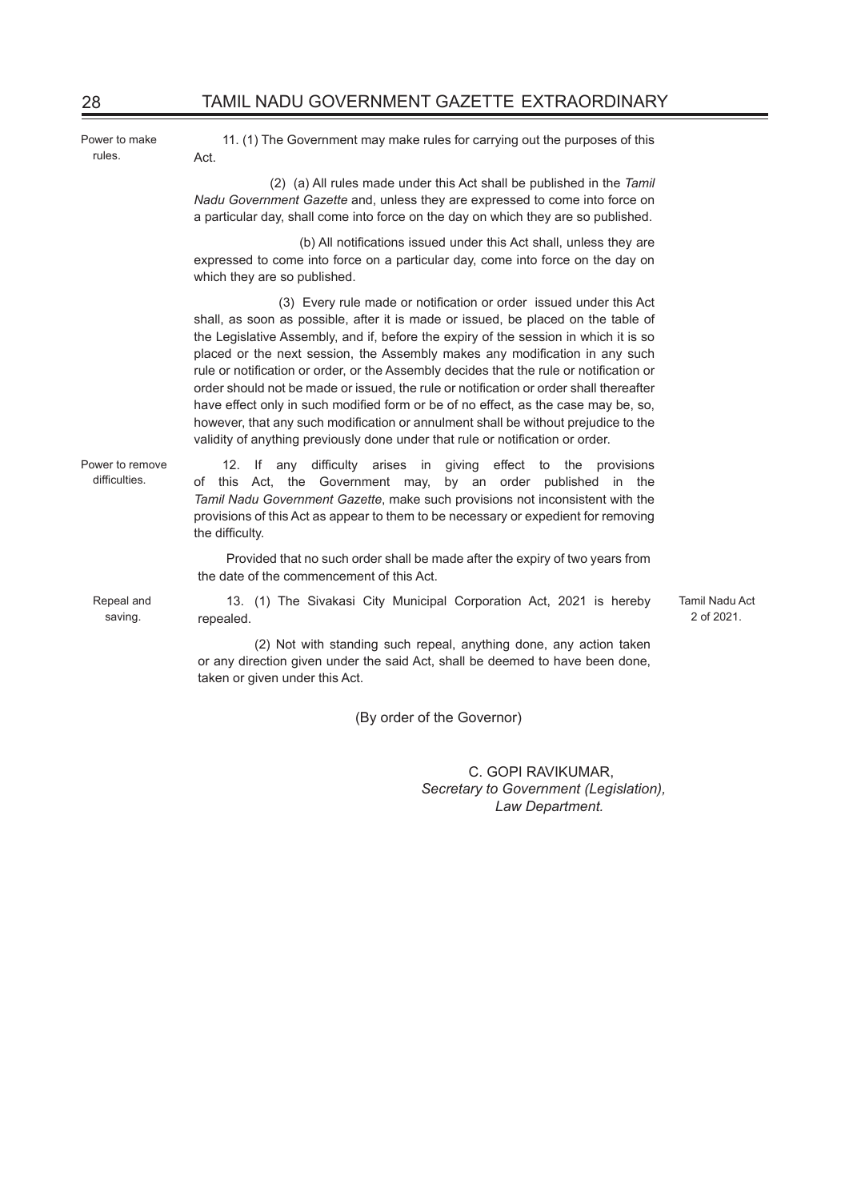Power to make rules.

11. (1) The Government may make rules for carrying out the purposes of this Act.

(2) (a) All rules made under this Act shall be published in the *Tamil Nadu Government Gazette* and, unless they are expressed to come into force on a particular day, shall come into force on the day on which they are so published.

(b) All notifications issued under this Act shall, unless they are expressed to come into force on a particular day, come into force on the day on which they are so published.

(3) Every rule made or notification or order issued under this Act shall, as soon as possible, after it is made or issued, be placed on the table of the Legislative Assembly, and if, before the expiry of the session in which it is so placed or the next session, the Assembly makes any modification in any such rule or notification or order, or the Assembly decides that the rule or notification or order should not be made or issued, the rule or notification or order shall thereafter have effect only in such modified form or be of no effect, as the case may be, so, however, that any such modification or annulment shall be without prejudice to the validity of anything previously done under that rule or notification or order.

Power to remove difficulties.

12. If any difficulty arises in giving effect to the provisions of this Act, the Government may, by an order published in the *Tamil Nadu Government Gazette*, make such provisions not inconsistent with the provisions of this Act as appear to them to be necessary or expedient for removing the difficulty.

Provided that no such order shall be made after the expiry of two years from the date of the commencement of this Act.

Repeal and saving.

13. (1) The Sivakasi City Municipal Corporation Act, 2021 is hereby repealed.

Tamil Nadu Act 2 of 2021.

(2) Not with standing such repeal, anything done, any action taken or any direction given under the said Act, shall be deemed to have been done, taken or given under this Act.

(By order of the Governor)

C. GOPI RAVIKUMAR,
*Secretary to Government (Legislation),*
*Law Department.*